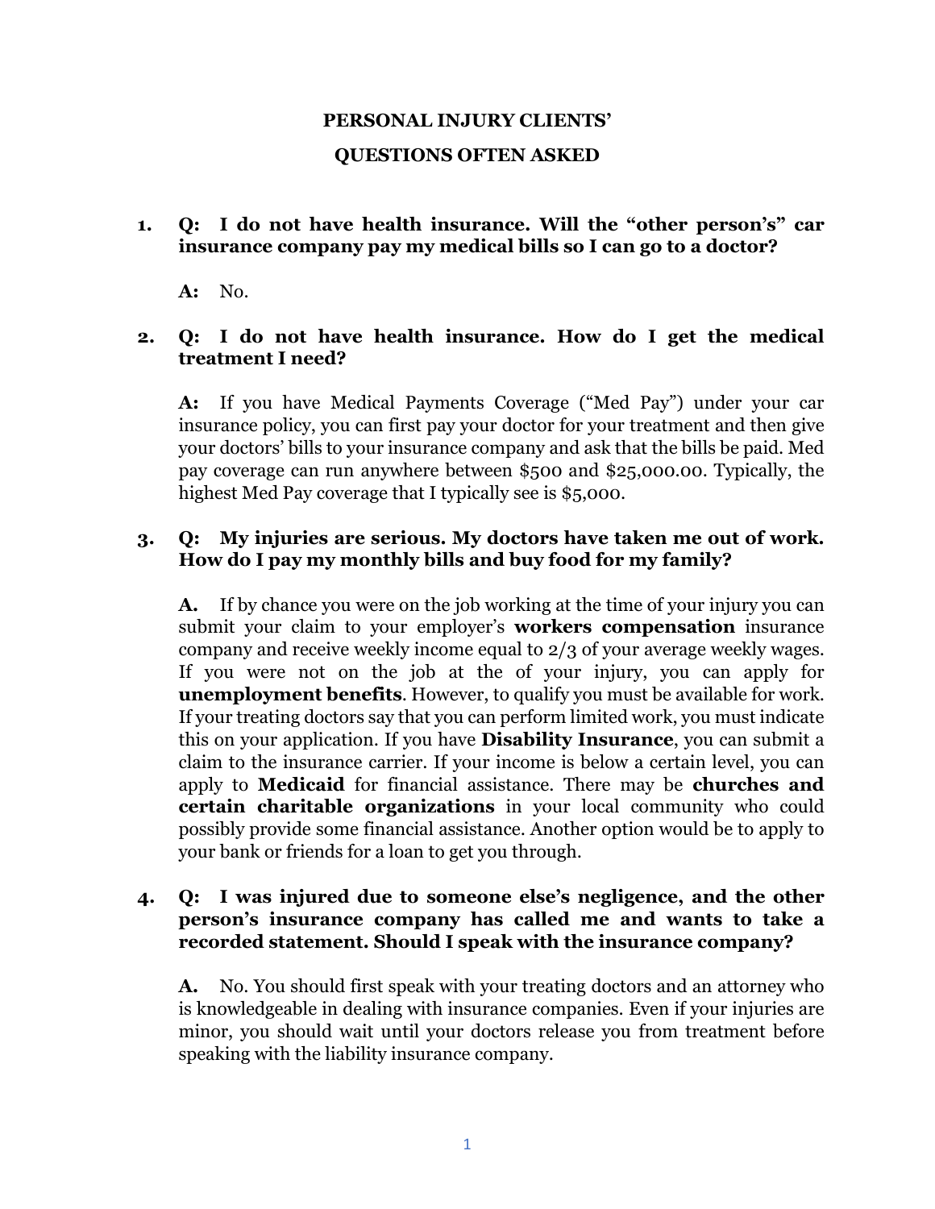# PERSONAL INJURY CLIENTS'

# QUESTIONS OFTEN ASKED

1. **Q: I do not have health insurance. Will the "other person's" car insurance company pay my medical bills so I can go to a doctor?**

   **A:** No.

2. **Q: I do not have health insurance. How do I get the medical treatment I need?**

   **A:** If you have Medical Payments Coverage ("Med Pay") under your car insurance policy, you can first pay your doctor for your treatment and then give your doctors' bills to your insurance company and ask that the bills be paid. Med pay coverage can run anywhere between $500 and $25,000.00. Typically, the highest Med Pay coverage that I typically see is $5,000.

3. **Q: My injuries are serious. My doctors have taken me out of work. How do I pay my monthly bills and buy food for my family?**

   **A.** If by chance you were on the job working at the time of your injury you can submit your claim to your employer's **workers compensation** insurance company and receive weekly income equal to 2/3 of your average weekly wages. If you were not on the job at the of your injury, you can apply for **unemployment benefits**. However, to qualify you must be available for work. If your treating doctors say that you can perform limited work, you must indicate this on your application. If you have **Disability Insurance**, you can submit a claim to the insurance carrier. If your income is below a certain level, you can apply to **Medicaid** for financial assistance. There may be **churches and certain charitable organizations** in your local community who could possibly provide some financial assistance. Another option would be to apply to your bank or friends for a loan to get you through.

4. **Q: I was injured due to someone else's negligence, and the other person's insurance company has called me and wants to take a recorded statement. Should I speak with the insurance company?**

   **A.** No. You should first speak with your treating doctors and an attorney who is knowledgeable in dealing with insurance companies. Even if your injuries are minor, you should wait until your doctors release you from treatment before speaking with the liability insurance company.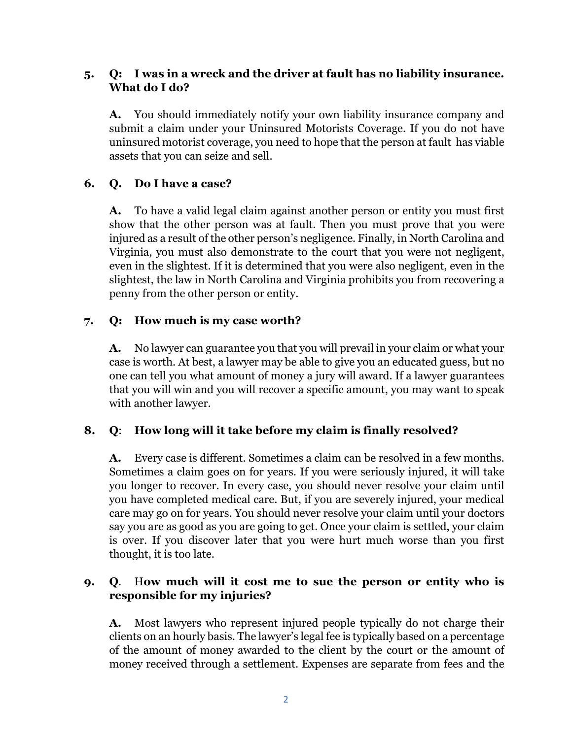5. **Q: I was in a wreck and the driver at fault has no liability insurance. What do I do?**

   **A.** You should immediately notify your own liability insurance company and submit a claim under your Uninsured Motorists Coverage. If you do not have uninsured motorist coverage, you need to hope that the person at fault has viable assets that you can seize and sell.

6. **Q. Do I have a case?**

   **A.** To have a valid legal claim against another person or entity you must first show that the other person was at fault. Then you must prove that you were injured as a result of the other person's negligence. Finally, in North Carolina and Virginia, you must also demonstrate to the court that you were not negligent, even in the slightest. If it is determined that you were also negligent, even in the slightest, the law in North Carolina and Virginia prohibits you from recovering a penny from the other person or entity.

7. **Q: How much is my case worth?**

   **A.** No lawyer can guarantee you that you will prevail in your claim or what your case is worth. At best, a lawyer may be able to give you an educated guess, but no one can tell you what amount of money a jury will award. If a lawyer guarantees that you will win and you will recover a specific amount, you may want to speak with another lawyer.

8. **Q**: **How long will it take before my claim is finally resolved?**

   **A.** Every case is different. Sometimes a claim can be resolved in a few months. Sometimes a claim goes on for years. If you were seriously injured, it will take you longer to recover. In every case, you should never resolve your claim until you have completed medical care. But, if you are severely injured, your medical care may go on for years. You should never resolve your claim until your doctors say you are as good as you are going to get. Once your claim is settled, your claim is over. If you discover later that you were hurt much worse than you first thought, it is too late.

9. **Q**. H**ow much will it cost me to sue the person or entity who is responsible for my injuries?**

   **A.** Most lawyers who represent injured people typically do not charge their clients on an hourly basis. The lawyer's legal fee is typically based on a percentage of the amount of money awarded to the client by the court or the amount of money received through a settlement. Expenses are separate from fees and the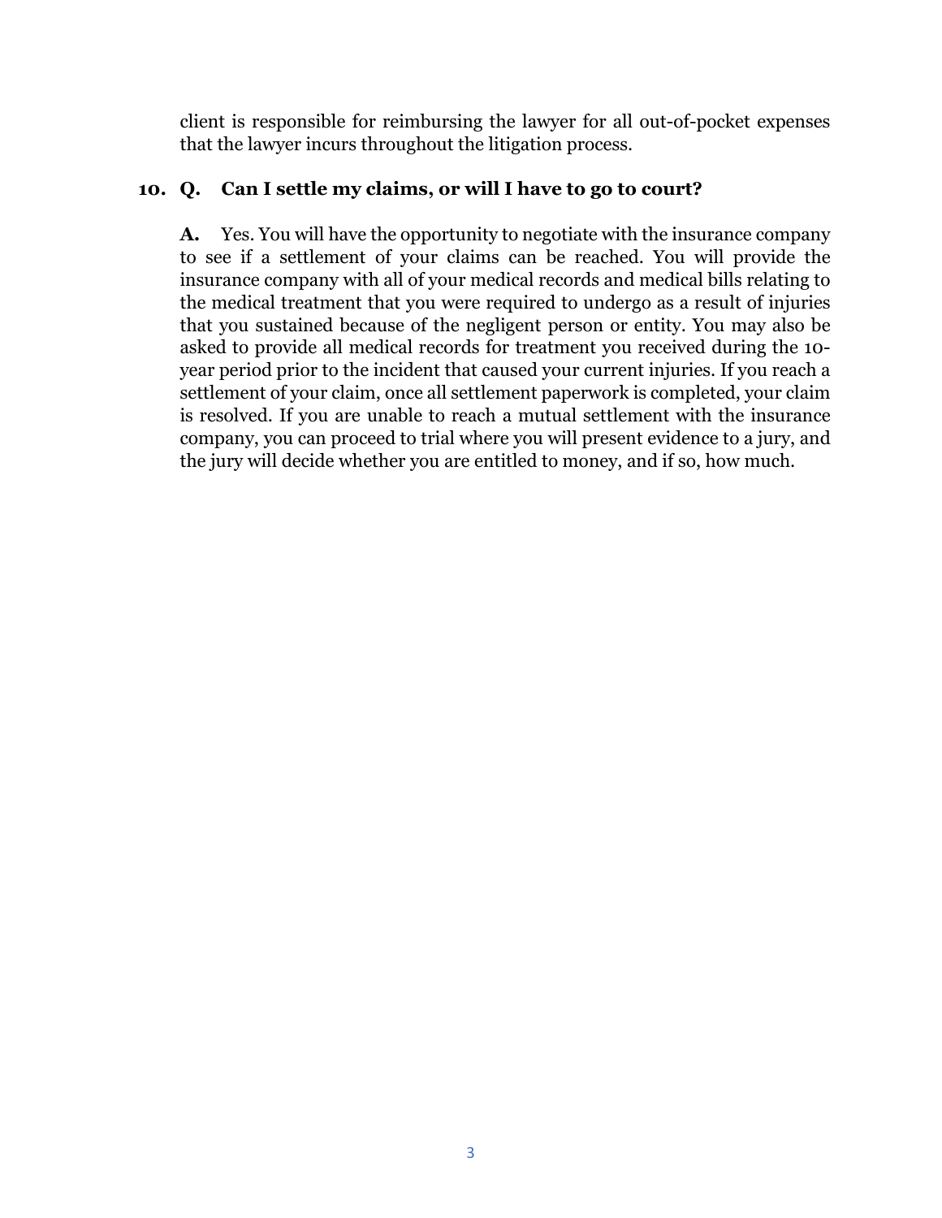client is responsible for reimbursing the lawyer for all out-of-pocket expenses that the lawyer incurs throughout the litigation process.

**10. Q. Can I settle my claims, or will I have to go to court?**

**A.** Yes. You will have the opportunity to negotiate with the insurance company to see if a settlement of your claims can be reached. You will provide the insurance company with all of your medical records and medical bills relating to the medical treatment that you were required to undergo as a result of injuries that you sustained because of the negligent person or entity. You may also be asked to provide all medical records for treatment you received during the 10-year period prior to the incident that caused your current injuries. If you reach a settlement of your claim, once all settlement paperwork is completed, your claim is resolved. If you are unable to reach a mutual settlement with the insurance company, you can proceed to trial where you will present evidence to a jury, and the jury will decide whether you are entitled to money, and if so, how much.